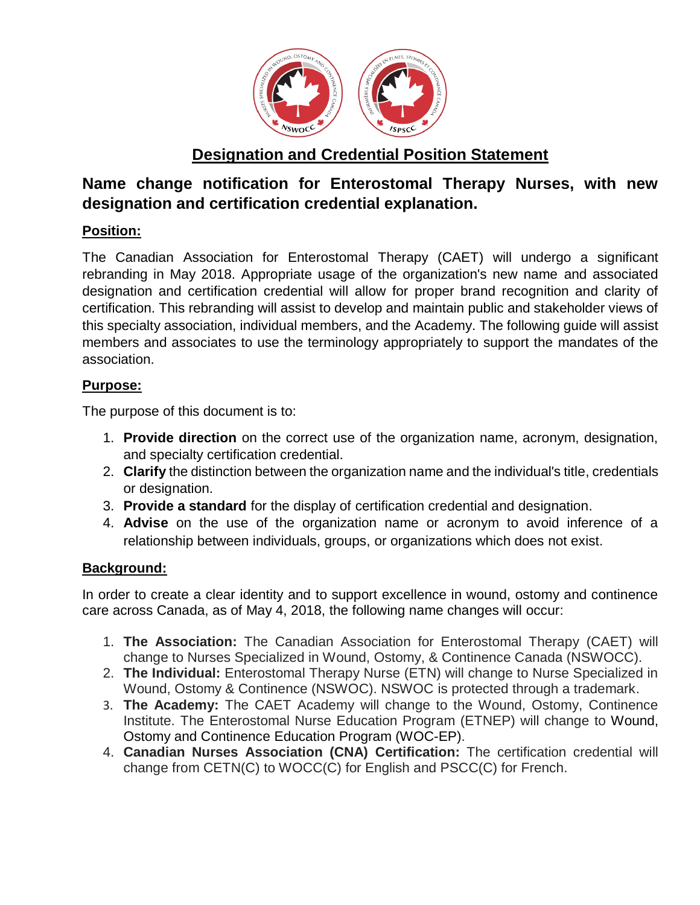# Designation and Credential Position Statement

## Name change notification for Enterostomal Therapy Nurses, with new designation and certification credential explanation.

**Position:**

The Canadian Association for Enterostomal Therapy (CAET) will undergo a significant rebranding in May 2018. Appropriate usage of the organization's new name and associated designation and certification credential will allow for proper brand recognition and clarity of certification. This rebranding will assist to develop and maintain public and stakeholder views of this specialty association, individual members, and the Academy. The following guide will assist members and associates to use the terminology appropriately to support the mandates of the association.

**Purpose:**

The purpose of this document is to:

1. **Provide direction** on the correct use of the organization name, acronym, designation, and specialty certification credential.
2. **Clarify** the distinction between the organization name and the individual's title, credentials or designation.
3. **Provide a standard** for the display of certification credential and designation.
4. **Advise** on the use of the organization name or acronym to avoid inference of a relationship between individuals, groups, or organizations which does not exist.

**Background:**

In order to create a clear identity and to support excellence in wound, ostomy and continence care across Canada, as of May 4, 2018, the following name changes will occur:

1. **The Association:** The Canadian Association for Enterostomal Therapy (CAET) will change to Nurses Specialized in Wound, Ostomy, & Continence Canada (NSWOCC).
2. **The Individual:** Enterostomal Therapy Nurse (ETN) will change to Nurse Specialized in Wound, Ostomy & Continence (NSWOC). NSWOC is protected through a trademark.
3. **The Academy:** The CAET Academy will change to the Wound, Ostomy, Continence Institute. The Enterostomal Nurse Education Program (ETNEP) will change to Wound, Ostomy and Continence Education Program (WOC-EP).
4. **Canadian Nurses Association (CNA) Certification:** The certification credential will change from CETN(C) to WOCC(C) for English and PSCC(C) for French.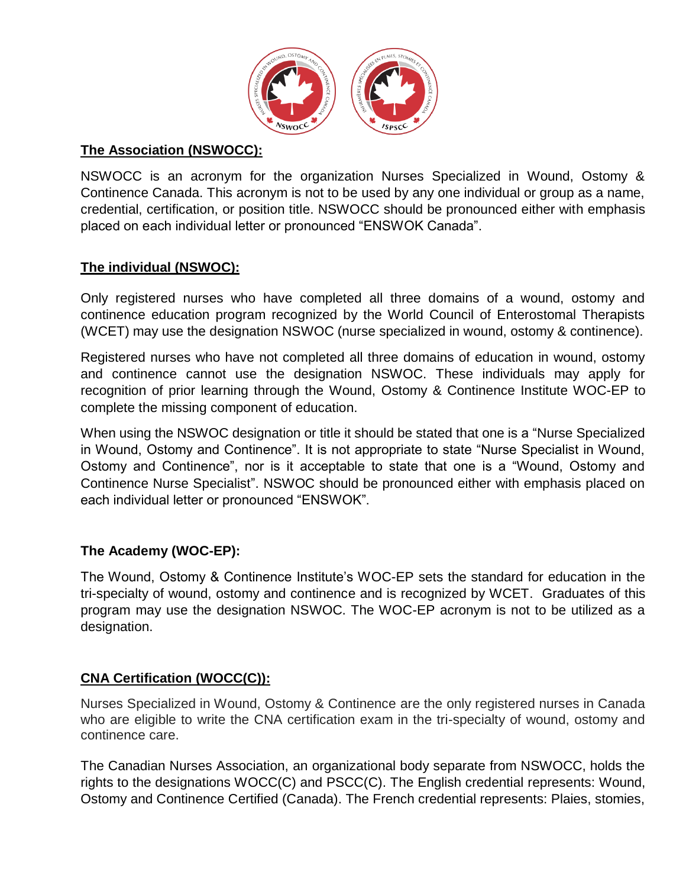## The Association (NSWOCC):

NSWOCC is an acronym for the organization Nurses Specialized in Wound, Ostomy & Continence Canada. This acronym is not to be used by any one individual or group as a name, credential, certification, or position title. NSWOCC should be pronounced either with emphasis placed on each individual letter or pronounced "ENSWOK Canada".

## The individual (NSWOC):

Only registered nurses who have completed all three domains of a wound, ostomy and continence education program recognized by the World Council of Enterostomal Therapists (WCET) may use the designation NSWOC (nurse specialized in wound, ostomy & continence).

Registered nurses who have not completed all three domains of education in wound, ostomy and continence cannot use the designation NSWOC. These individuals may apply for recognition of prior learning through the Wound, Ostomy & Continence Institute WOC-EP to complete the missing component of education.

When using the NSWOC designation or title it should be stated that one is a "Nurse Specialized in Wound, Ostomy and Continence". It is not appropriate to state "Nurse Specialist in Wound, Ostomy and Continence", nor is it acceptable to state that one is a "Wound, Ostomy and Continence Nurse Specialist". NSWOC should be pronounced either with emphasis placed on each individual letter or pronounced "ENSWOK".

## The Academy (WOC-EP):

The Wound, Ostomy & Continence Institute's WOC-EP sets the standard for education in the tri-specialty of wound, ostomy and continence and is recognized by WCET. Graduates of this program may use the designation NSWOC. The WOC-EP acronym is not to be utilized as a designation.

## CNA Certification (WOCC(C)):

Nurses Specialized in Wound, Ostomy & Continence are the only registered nurses in Canada who are eligible to write the CNA certification exam in the tri-specialty of wound, ostomy and continence care.

The Canadian Nurses Association, an organizational body separate from NSWOCC, holds the rights to the designations WOCC(C) and PSCC(C). The English credential represents: Wound, Ostomy and Continence Certified (Canada). The French credential represents: Plaies, stomies,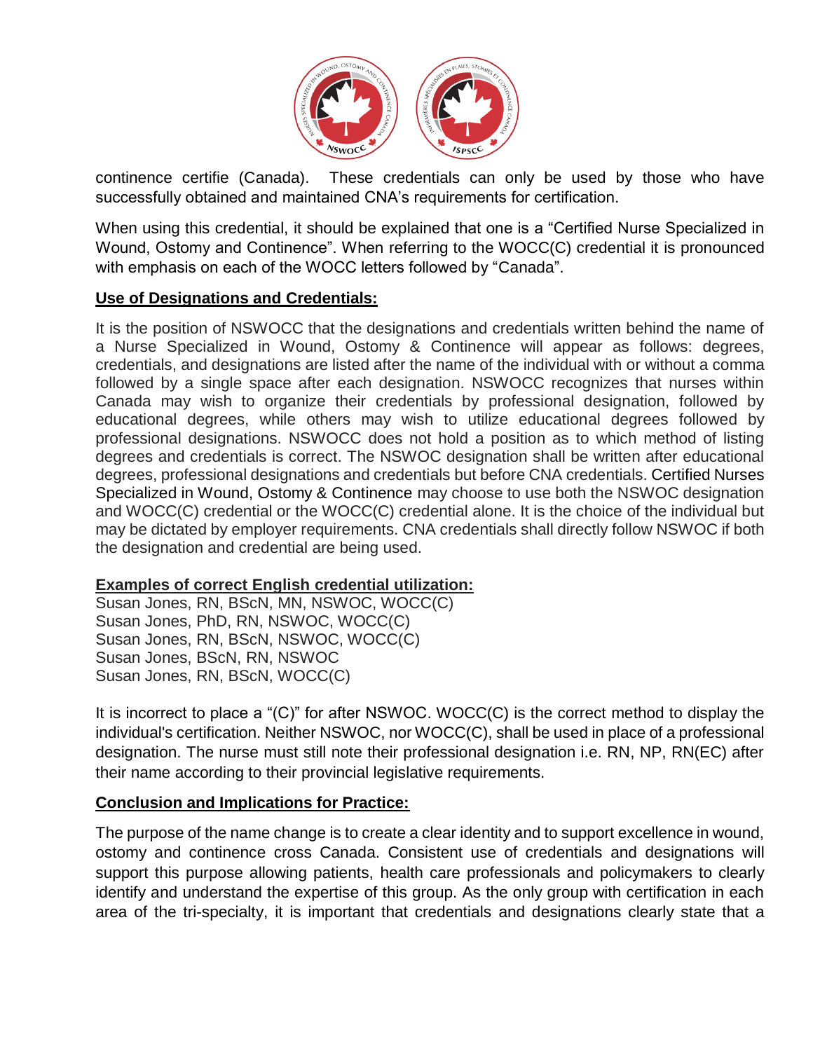continence certifie (Canada). These credentials can only be used by those who have successfully obtained and maintained CNA's requirements for certification.

When using this credential, it should be explained that one is a "Certified Nurse Specialized in Wound, Ostomy and Continence". When referring to the WOCC(C) credential it is pronounced with emphasis on each of the WOCC letters followed by "Canada".

**Use of Designations and Credentials:**

It is the position of NSWOCC that the designations and credentials written behind the name of a Nurse Specialized in Wound, Ostomy & Continence will appear as follows: degrees, credentials, and designations are listed after the name of the individual with or without a comma followed by a single space after each designation. NSWOCC recognizes that nurses within Canada may wish to organize their credentials by professional designation, followed by educational degrees, while others may wish to utilize educational degrees followed by professional designations. NSWOCC does not hold a position as to which method of listing degrees and credentials is correct. The NSWOC designation shall be written after educational degrees, professional designations and credentials but before CNA credentials. Certified Nurses Specialized in Wound, Ostomy & Continence may choose to use both the NSWOC designation and WOCC(C) credential or the WOCC(C) credential alone. It is the choice of the individual but may be dictated by employer requirements. CNA credentials shall directly follow NSWOC if both the designation and credential are being used.

**Examples of correct English credential utilization:**

Susan Jones, RN, BScN, MN, NSWOC, WOCC(C)
Susan Jones, PhD, RN, NSWOC, WOCC(C)
Susan Jones, RN, BScN, NSWOC, WOCC(C)
Susan Jones, BScN, RN, NSWOC
Susan Jones, RN, BScN, WOCC(C)

It is incorrect to place a "(C)" for after NSWOC. WOCC(C) is the correct method to display the individual's certification. Neither NSWOC, nor WOCC(C), shall be used in place of a professional designation. The nurse must still note their professional designation i.e. RN, NP, RN(EC) after their name according to their provincial legislative requirements.

**Conclusion and Implications for Practice:**

The purpose of the name change is to create a clear identity and to support excellence in wound, ostomy and continence cross Canada. Consistent use of credentials and designations will support this purpose allowing patients, health care professionals and policymakers to clearly identify and understand the expertise of this group. As the only group with certification in each area of the tri-specialty, it is important that credentials and designations clearly state that a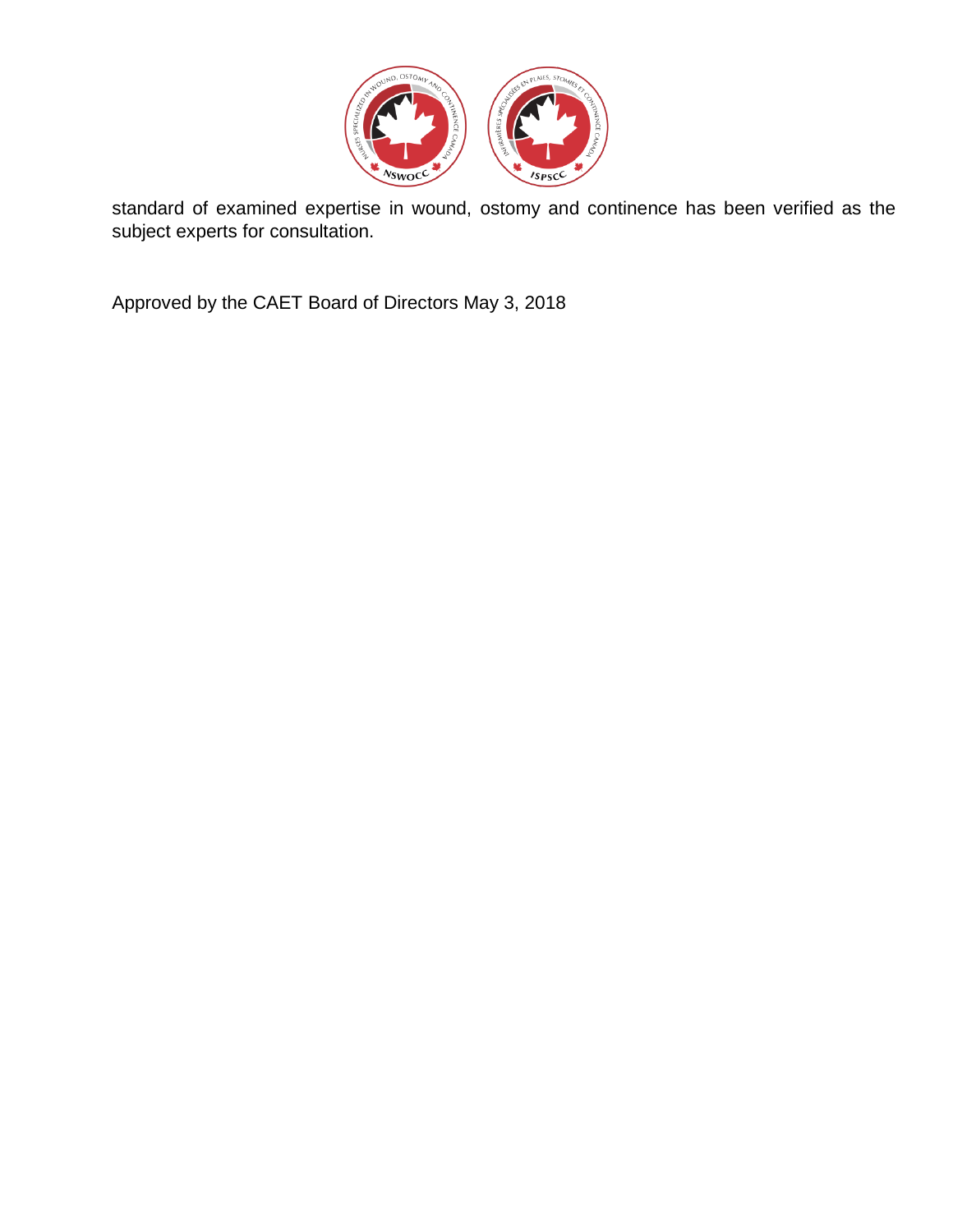standard of examined expertise in wound, ostomy and continence has been verified as the subject experts for consultation.

Approved by the CAET Board of Directors May 3, 2018